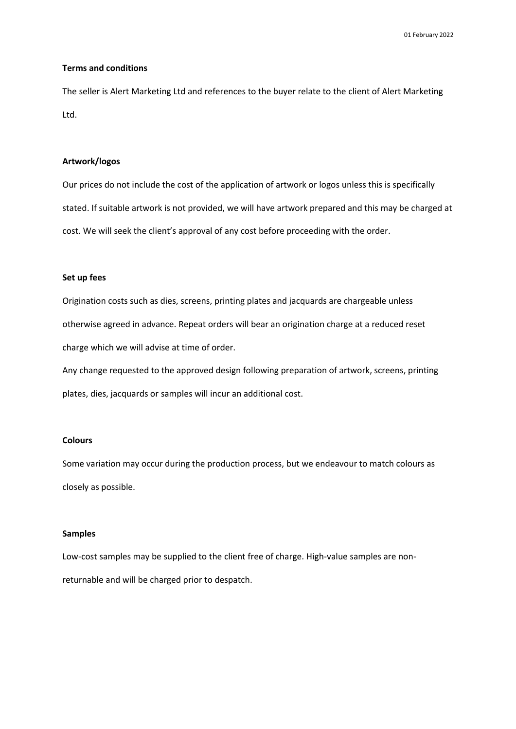01 February 2022

## Terms and conditions

The seller is Alert Marketing Ltd and references to the buyer relate to the client of Alert Marketing Ltd.

### Artwork/logos

Our prices do not include the cost of the application of artwork or logos unless this is specifically stated. If suitable artwork is not provided, we will have artwork prepared and this may be charged at cost. We will seek the client's approval of any cost before proceeding with the order.

### Set up fees

Origination costs such as dies, screens, printing plates and jacquards are chargeable unless otherwise agreed in advance. Repeat orders will bear an origination charge at a reduced reset charge which we will advise at time of order.

Any change requested to the approved design following preparation of artwork, screens, printing plates, dies, jacquards or samples will incur an additional cost.

### Colours

Some variation may occur during the production process, but we endeavour to match colours as closely as possible.

### Samples

Low-cost samples may be supplied to the client free of charge. High-value samples are non-returnable and will be charged prior to despatch.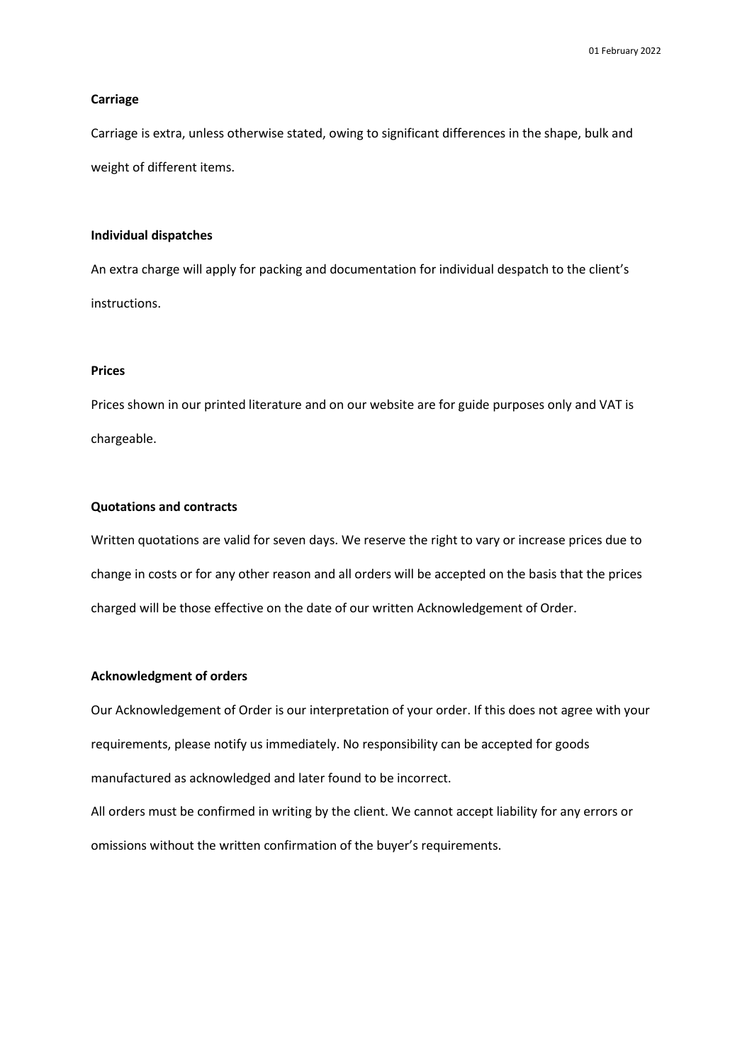## Carriage

Carriage is extra, unless otherwise stated, owing to significant differences in the shape, bulk and weight of different items.

## Individual dispatches

An extra charge will apply for packing and documentation for individual despatch to the client's instructions.

## Prices

Prices shown in our printed literature and on our website are for guide purposes only and VAT is chargeable.

## Quotations and contracts

Written quotations are valid for seven days. We reserve the right to vary or increase prices due to change in costs or for any other reason and all orders will be accepted on the basis that the prices charged will be those effective on the date of our written Acknowledgement of Order.

## Acknowledgment of orders

Our Acknowledgement of Order is our interpretation of your order. If this does not agree with your requirements, please notify us immediately. No responsibility can be accepted for goods manufactured as acknowledged and later found to be incorrect.

All orders must be confirmed in writing by the client. We cannot accept liability for any errors or omissions without the written confirmation of the buyer's requirements.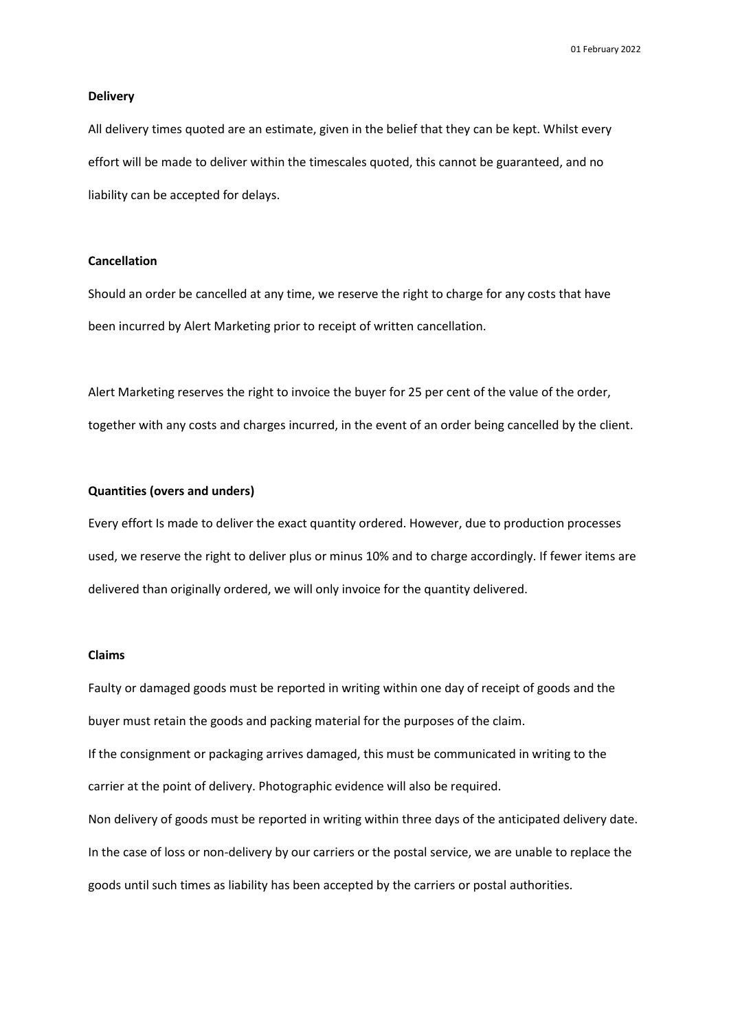**Delivery**

All delivery times quoted are an estimate, given in the belief that they can be kept. Whilst every effort will be made to deliver within the timescales quoted, this cannot be guaranteed, and no liability can be accepted for delays.

**Cancellation**

Should an order be cancelled at any time, we reserve the right to charge for any costs that have been incurred by Alert Marketing prior to receipt of written cancellation.

Alert Marketing reserves the right to invoice the buyer for 25 per cent of the value of the order, together with any costs and charges incurred, in the event of an order being cancelled by the client.

**Quantities (overs and unders)**

Every effort Is made to deliver the exact quantity ordered. However, due to production processes used, we reserve the right to deliver plus or minus 10% and to charge accordingly. If fewer items are delivered than originally ordered, we will only invoice for the quantity delivered.

**Claims**

Faulty or damaged goods must be reported in writing within one day of receipt of goods and the buyer must retain the goods and packing material for the purposes of the claim.

If the consignment or packaging arrives damaged, this must be communicated in writing to the carrier at the point of delivery. Photographic evidence will also be required.

Non delivery of goods must be reported in writing within three days of the anticipated delivery date.

In the case of loss or non-delivery by our carriers or the postal service, we are unable to replace the goods until such times as liability has been accepted by the carriers or postal authorities.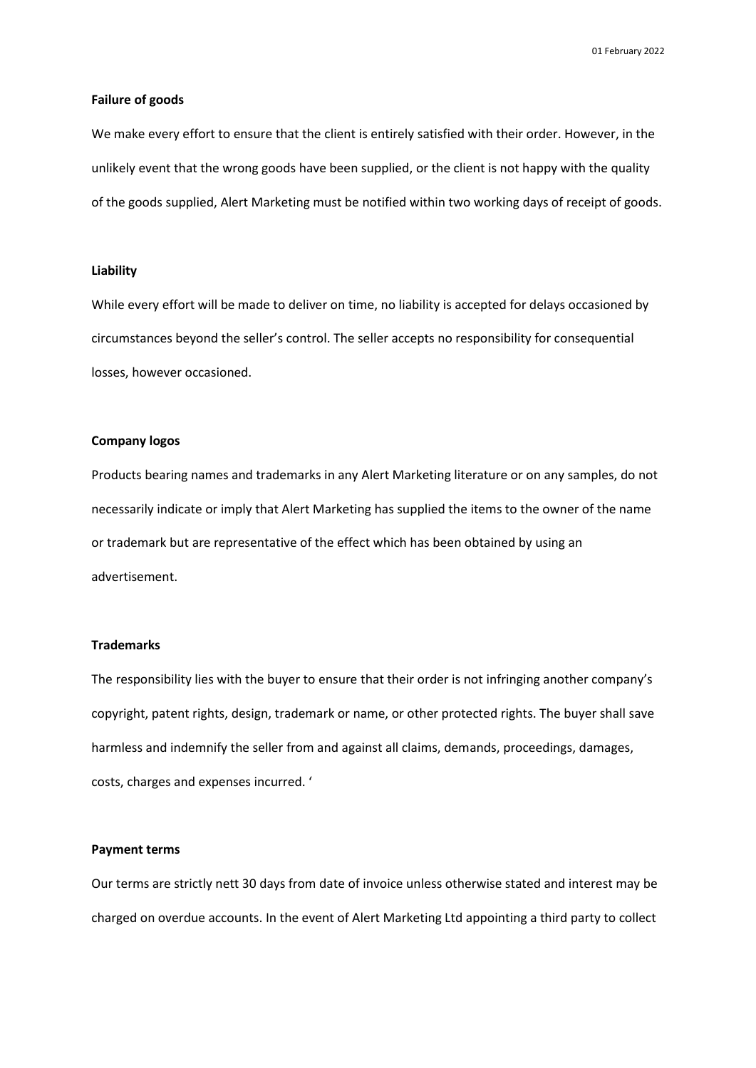**Failure of goods**

We make every effort to ensure that the client is entirely satisfied with their order. However, in the unlikely event that the wrong goods have been supplied, or the client is not happy with the quality of the goods supplied, Alert Marketing must be notified within two working days of receipt of goods.

**Liability**

While every effort will be made to deliver on time, no liability is accepted for delays occasioned by circumstances beyond the seller's control. The seller accepts no responsibility for consequential losses, however occasioned.

**Company logos**

Products bearing names and trademarks in any Alert Marketing literature or on any samples, do not necessarily indicate or imply that Alert Marketing has supplied the items to the owner of the name or trademark but are representative of the effect which has been obtained by using an advertisement.

**Trademarks**

The responsibility lies with the buyer to ensure that their order is not infringing another company's copyright, patent rights, design, trademark or name, or other protected rights. The buyer shall save harmless and indemnify the seller from and against all claims, demands, proceedings, damages, costs, charges and expenses incurred. '

**Payment terms**

Our terms are strictly nett 30 days from date of invoice unless otherwise stated and interest may be charged on overdue accounts. In the event of Alert Marketing Ltd appointing a third party to collect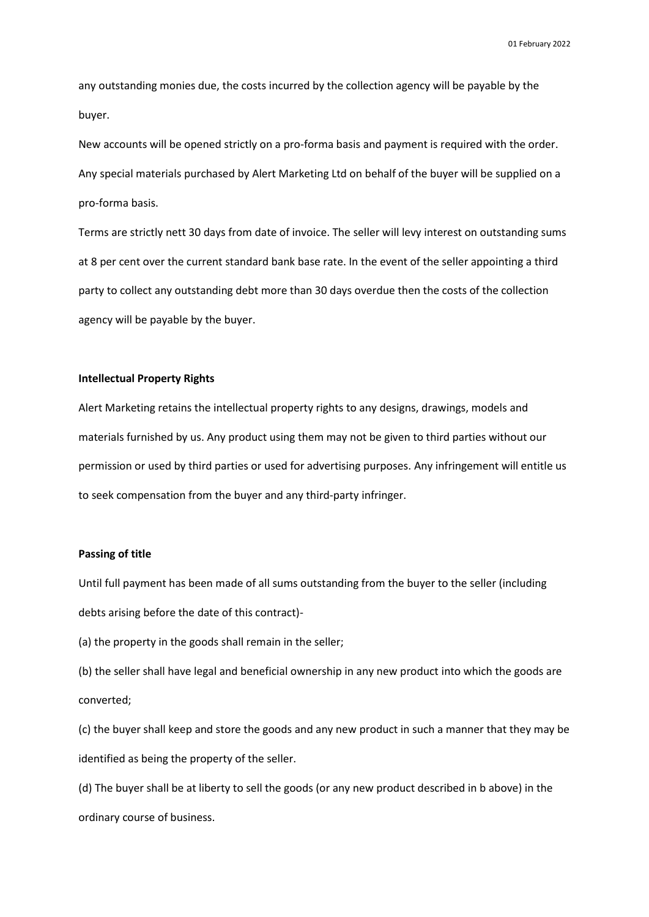any outstanding monies due, the costs incurred by the collection agency will be payable by the buyer.

New accounts will be opened strictly on a pro-forma basis and payment is required with the order. Any special materials purchased by Alert Marketing Ltd on behalf of the buyer will be supplied on a pro-forma basis.

Terms are strictly nett 30 days from date of invoice. The seller will levy interest on outstanding sums at 8 per cent over the current standard bank base rate. In the event of the seller appointing a third party to collect any outstanding debt more than 30 days overdue then the costs of the collection agency will be payable by the buyer.

**Intellectual Property Rights**

Alert Marketing retains the intellectual property rights to any designs, drawings, models and materials furnished by us. Any product using them may not be given to third parties without our permission or used by third parties or used for advertising purposes. Any infringement will entitle us to seek compensation from the buyer and any third-party infringer.

**Passing of title**

Until full payment has been made of all sums outstanding from the buyer to the seller (including debts arising before the date of this contract)-

(a) the property in the goods shall remain in the seller;

(b) the seller shall have legal and beneficial ownership in any new product into which the goods are converted;

(c) the buyer shall keep and store the goods and any new product in such a manner that they may be identified as being the property of the seller.

(d) The buyer shall be at liberty to sell the goods (or any new product described in b above) in the ordinary course of business.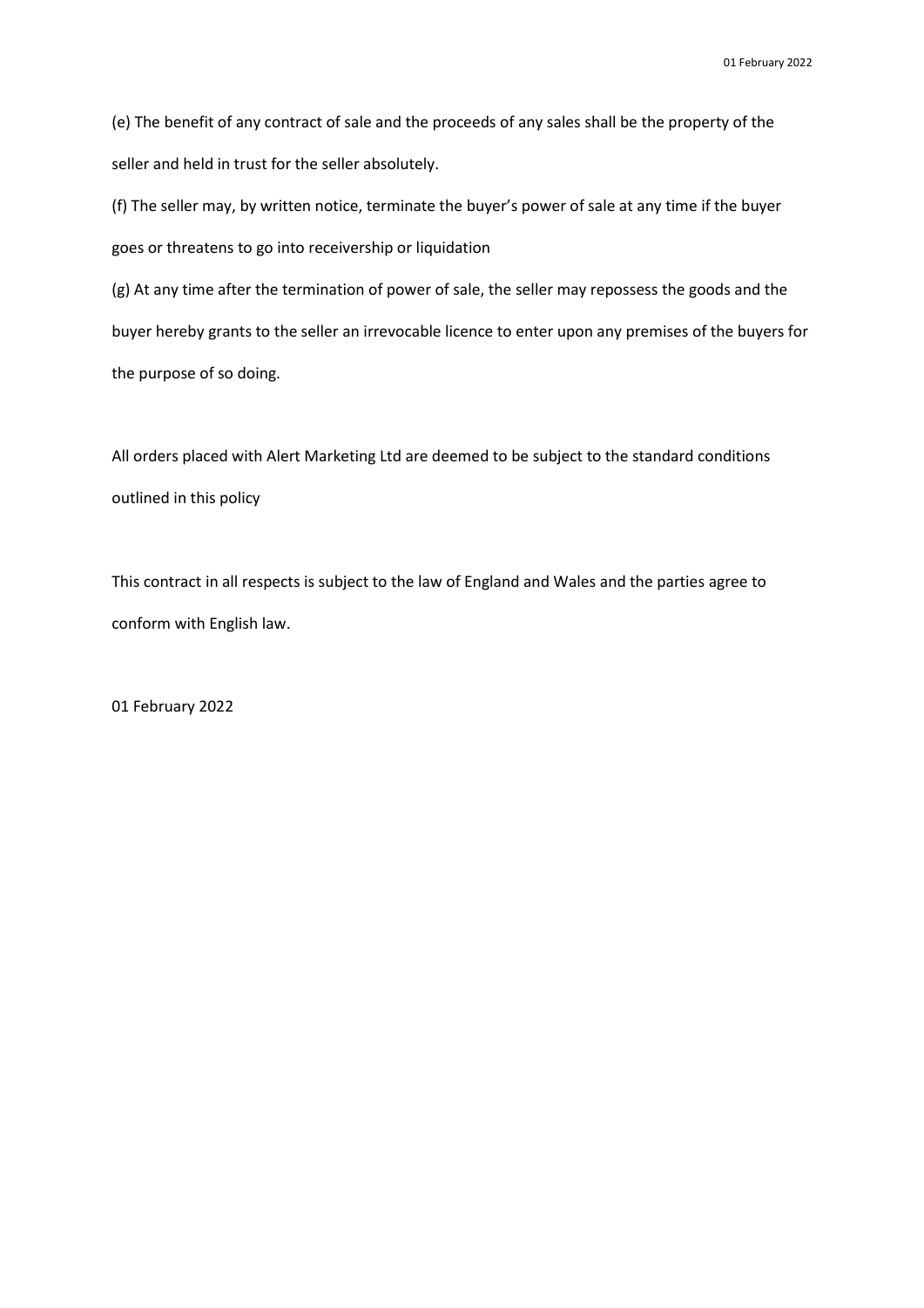(e) The benefit of any contract of sale and the proceeds of any sales shall be the property of the seller and held in trust for the seller absolutely.

(f) The seller may, by written notice, terminate the buyer's power of sale at any time if the buyer goes or threatens to go into receivership or liquidation

(g) At any time after the termination of power of sale, the seller may repossess the goods and the buyer hereby grants to the seller an irrevocable licence to enter upon any premises of the buyers for the purpose of so doing.

All orders placed with Alert Marketing Ltd are deemed to be subject to the standard conditions outlined in this policy

This contract in all respects is subject to the law of England and Wales and the parties agree to conform with English law.

01 February 2022